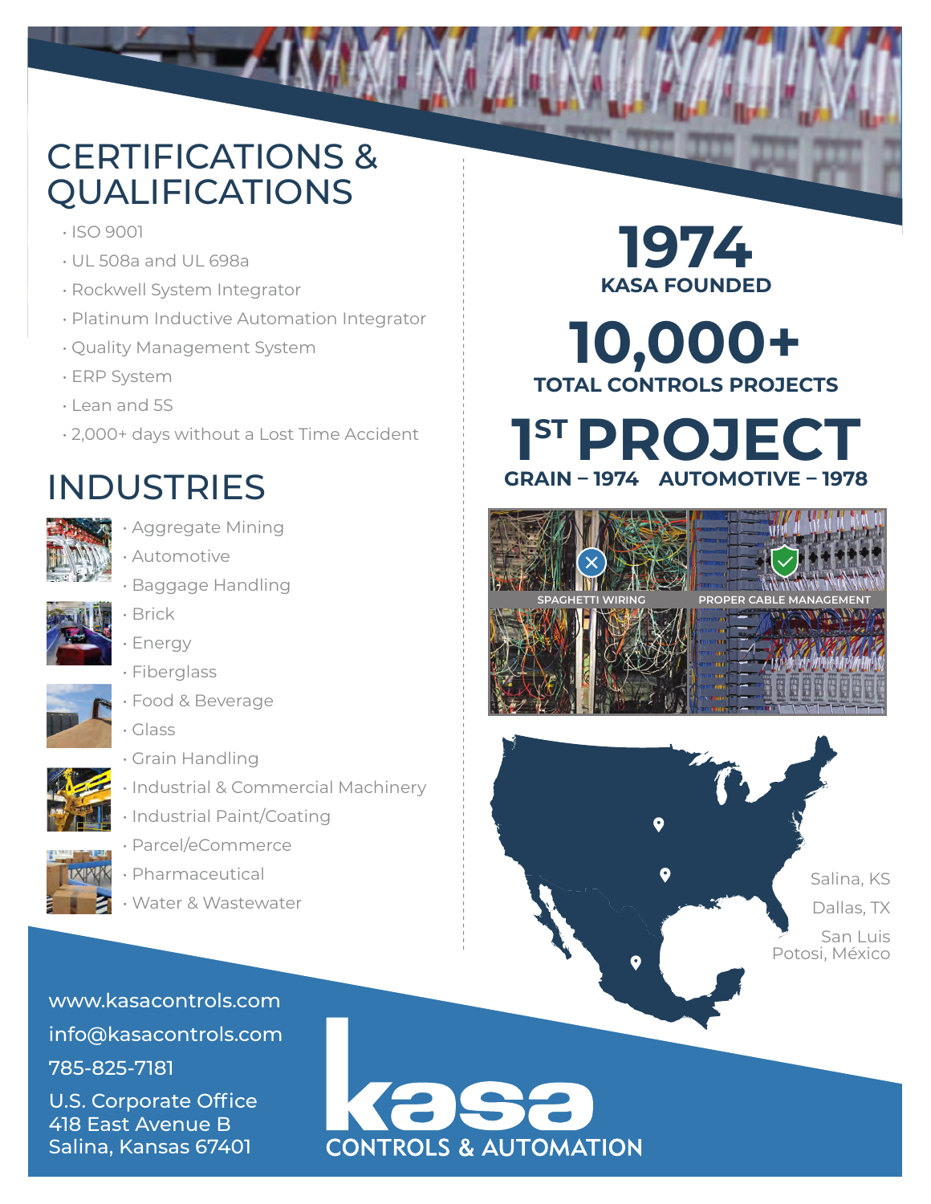# CERTIFICATIONS & QUALIFICATIONS

- ISO 9001
- UL 508a and UL 698a
- Rockwell System Integrator
- Platinum Inductive Automation Integrator
- Quality Management System
- ERP System
- Lean and 5S
- 2,000+ days without a Lost Time Accident

# INDUSTRIES

- Aggregate Mining
- Automotive
- Baggage Handling
- Brick
- Energy
- Fiberglass
- Food & Beverage
- Glass
- Grain Handling
- Industrial & Commercial Machinery
- Industrial Paint/Coating
- Parcel/eCommerce
- Pharmaceutical
- Water & Wastewater

**1974**
**KASA FOUNDED**

**10,000+**
**TOTAL CONTROLS PROJECTS**

**1ST PROJECT**
**GRAIN – 1974 AUTOMOTIVE – 1978**

SPAGHETTI WIRING

PROPER CABLE MANAGEMENT

Salina, KS

Dallas, TX

San Luis Potosi, México

www.kasacontrols.com

info@kasacontrols.com

785-825-7181

U.S. Corporate Office
418 East Avenue B
Salina, Kansas 67401

**kasa**
CONTROLS & AUTOMATION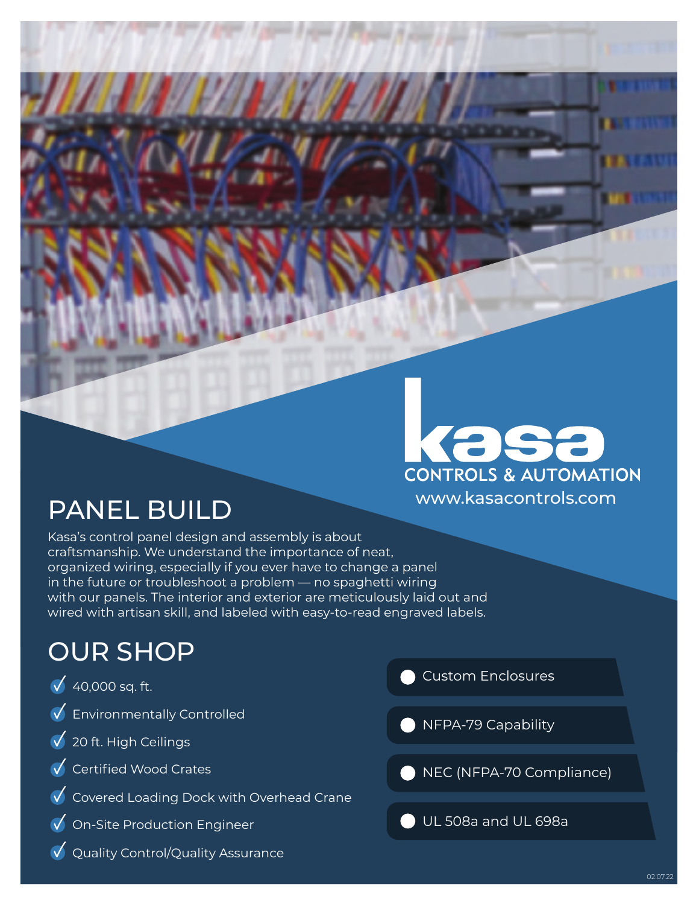kasa

CONTROLS & AUTOMATION

www.kasacontrols.com

## PANEL BUILD

Kasa's control panel design and assembly is about craftsmanship. We understand the importance of neat, organized wiring, especially if you ever have to change a panel in the future or troubleshoot a problem — no spaghetti wiring with our panels. The interior and exterior are meticulously laid out and wired with artisan skill, and labeled with easy-to-read engraved labels.

## OUR SHOP

- 40,000 sq. ft.
- Environmentally Controlled
- 20 ft. High Ceilings
- Certified Wood Crates
- Covered Loading Dock with Overhead Crane
- On-Site Production Engineer
- Quality Control/Quality Assurance

- Custom Enclosures
- NFPA-79 Capability
- NEC (NFPA-70 Compliance)
- UL 508a and UL 698a

02.07.22